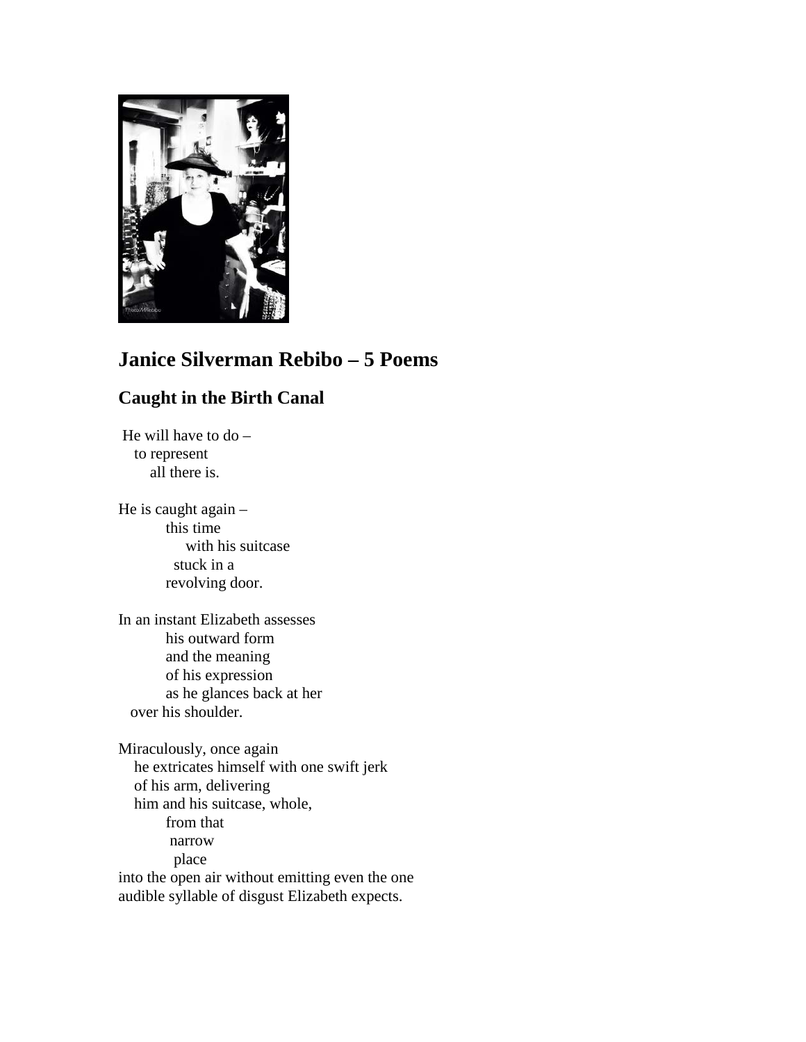# Janice Silverman Rebibo – 5 Poems

## Caught in the Birth Canal

He will have to do –  
to represent  
all there is.

He is caught again –  
this time  
with his suitcase  
stuck in a  
revolving door.

In an instant Elizabeth assesses  
his outward form  
and the meaning  
of his expression  
as he glances back at her  
over his shoulder.

Miraculously, once again  
he extricates himself with one swift jerk  
of his arm, delivering  
him and his suitcase, whole,  
from that  
narrow  
place  
into the open air without emitting even the one  
audible syllable of disgust Elizabeth expects.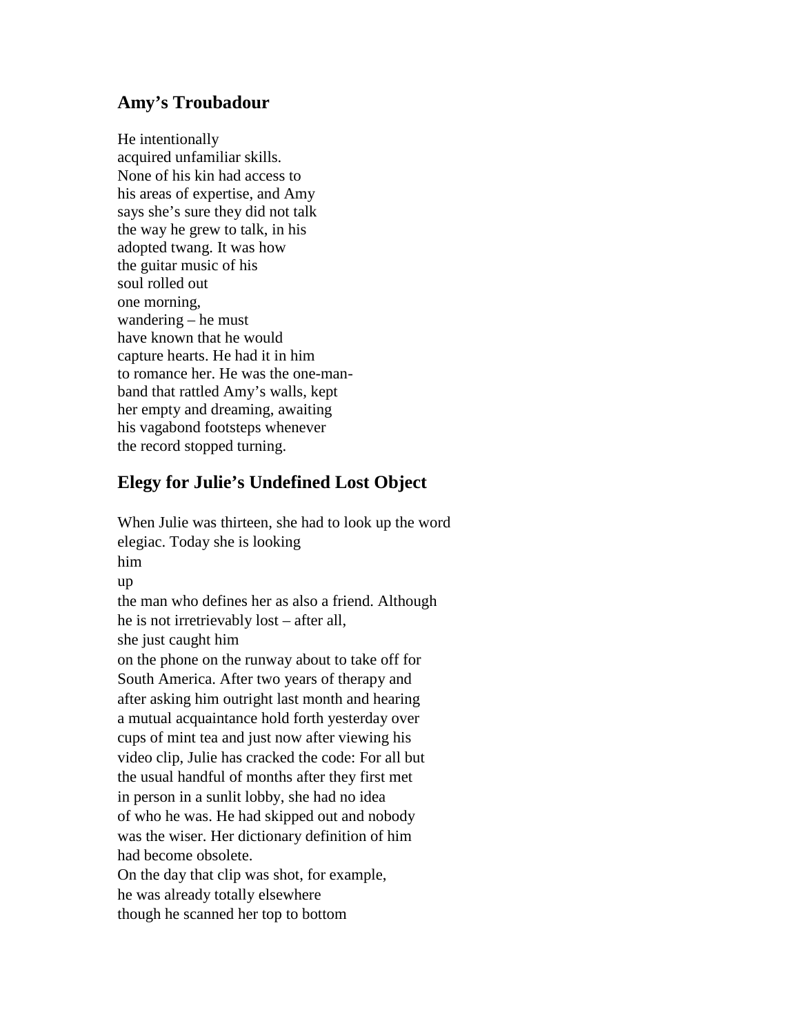## Amy's Troubadour

He intentionally  
acquired unfamiliar skills.  
None of his kin had access to  
his areas of expertise, and Amy  
says she's sure they did not talk  
the way he grew to talk, in his  
adopted twang. It was how  
the guitar music of his  
soul rolled out  
one morning,  
wandering – he must  
have known that he would  
capture hearts. He had it in him  
to romance her. He was the one-man-  
band that rattled Amy's walls, kept  
her empty and dreaming, awaiting  
his vagabond footsteps whenever  
the record stopped turning.

## Elegy for Julie's Undefined Lost Object

When Julie was thirteen, she had to look up the word  
elegiac. Today she is looking  
him  
up  
the man who defines her as also a friend. Although  
he is not irretrievably lost – after all,  
she just caught him  
on the phone on the runway about to take off for  
South America. After two years of therapy and  
after asking him outright last month and hearing  
a mutual acquaintance hold forth yesterday over  
cups of mint tea and just now after viewing his  
video clip, Julie has cracked the code: For all but  
the usual handful of months after they first met  
in person in a sunlit lobby, she had no idea  
of who he was. He had skipped out and nobody  
was the wiser. Her dictionary definition of him  
had become obsolete.  
On the day that clip was shot, for example,  
he was already totally elsewhere  
though he scanned her top to bottom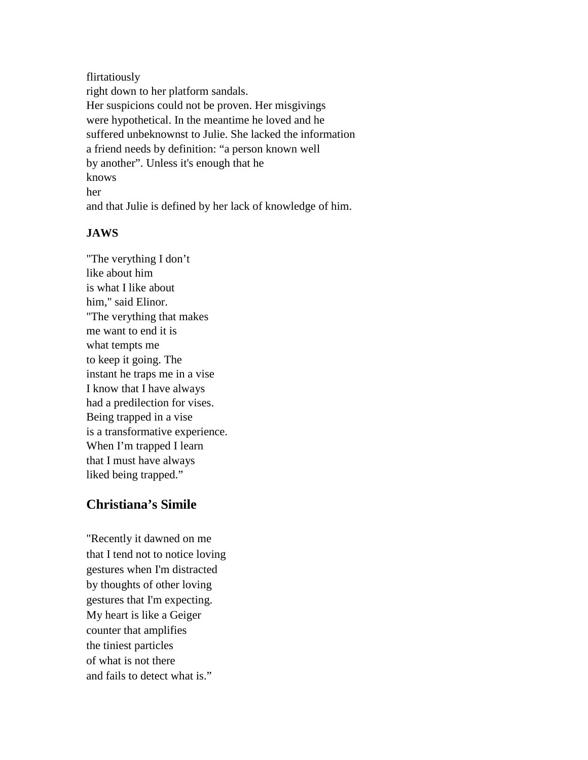flirtatiously
right down to her platform sandals.
Her suspicions could not be proven. Her misgivings
were hypothetical. In the meantime he loved and he
suffered unbeknownst to Julie. She lacked the information
a friend needs by definition: “a person known well
by another”. Unless it's enough that he
knows
her
and that Julie is defined by her lack of knowledge of him.

**JAWS**

"The verything I don’t
like about him
is what I like about
him," said Elinor.
"The verything that makes
me want to end it is
what tempts me
to keep it going. The
instant he traps me in a vise
I know that I have always
had a predilection for vises.
Being trapped in a vise
is a transformative experience.
When I’m trapped I learn
that I must have always
liked being trapped.”

## Christiana’s Simile

"Recently it dawned on me
that I tend not to notice loving
gestures when I'm distracted
by thoughts of other loving
gestures that I'm expecting.
My heart is like a Geiger
counter that amplifies
the tiniest particles
of what is not there
and fails to detect what is.”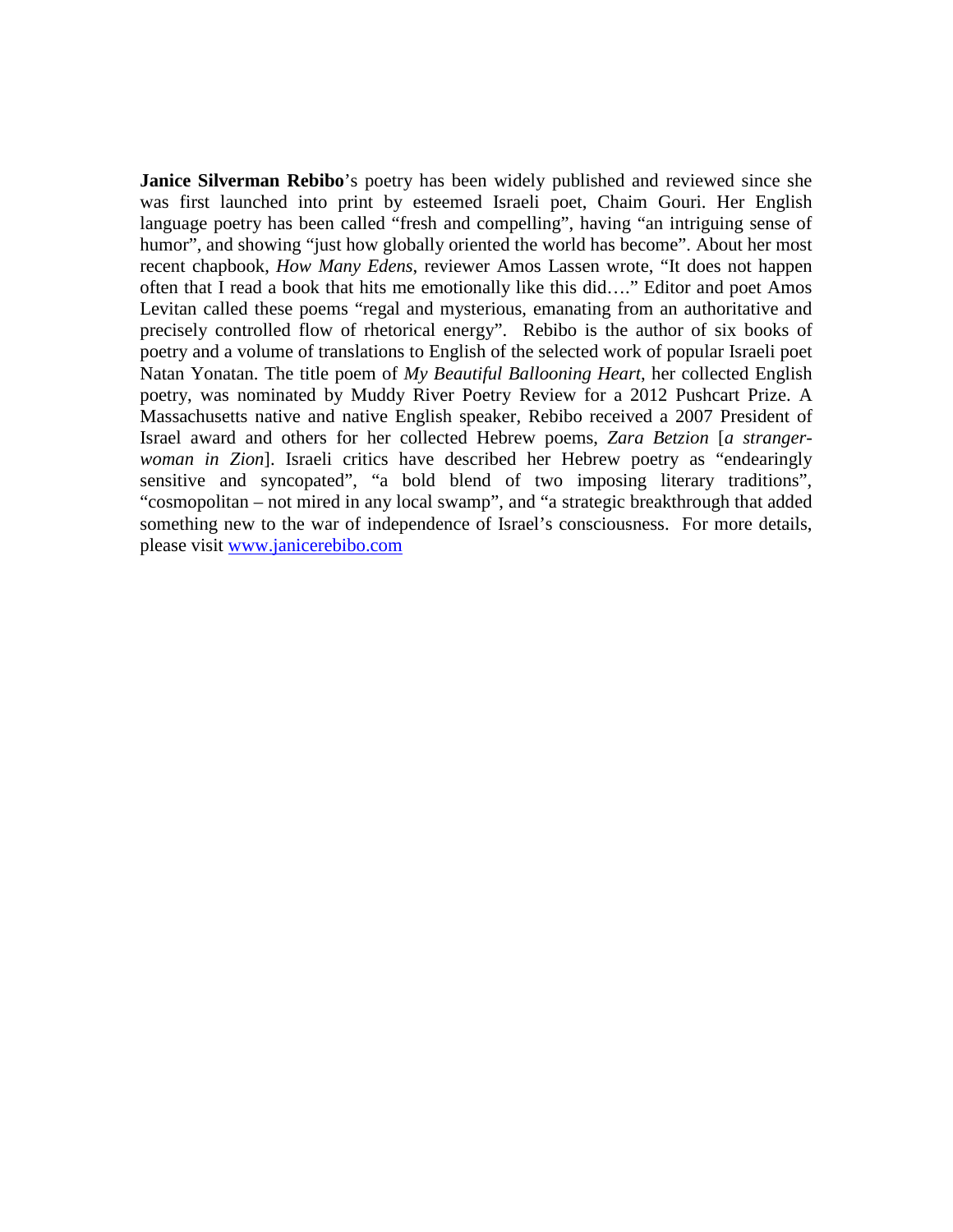**Janice Silverman Rebibo**'s poetry has been widely published and reviewed since she was first launched into print by esteemed Israeli poet, Chaim Gouri. Her English language poetry has been called “fresh and compelling”, having “an intriguing sense of humor”, and showing “just how globally oriented the world has become”. About her most recent chapbook, *How Many Edens*, reviewer Amos Lassen wrote, “It does not happen often that I read a book that hits me emotionally like this did….” Editor and poet Amos Levitan called these poems “regal and mysterious, emanating from an authoritative and precisely controlled flow of rhetorical energy”. Rebibo is the author of six books of poetry and a volume of translations to English of the selected work of popular Israeli poet Natan Yonatan. The title poem of *My Beautiful Ballooning Heart*, her collected English poetry, was nominated by Muddy River Poetry Review for a 2012 Pushcart Prize. A Massachusetts native and native English speaker, Rebibo received a 2007 President of Israel award and others for her collected Hebrew poems, *Zara Betzion* [*a stranger-woman in Zion*]. Israeli critics have described her Hebrew poetry as “endearingly sensitive and syncopated”, “a bold blend of two imposing literary traditions”, “cosmopolitan – not mired in any local swamp”, and “a strategic breakthrough that added something new to the war of independence of Israel’s consciousness. For more details, please visit [www.janicerebibo.com](http://www.janicerebibo.com)